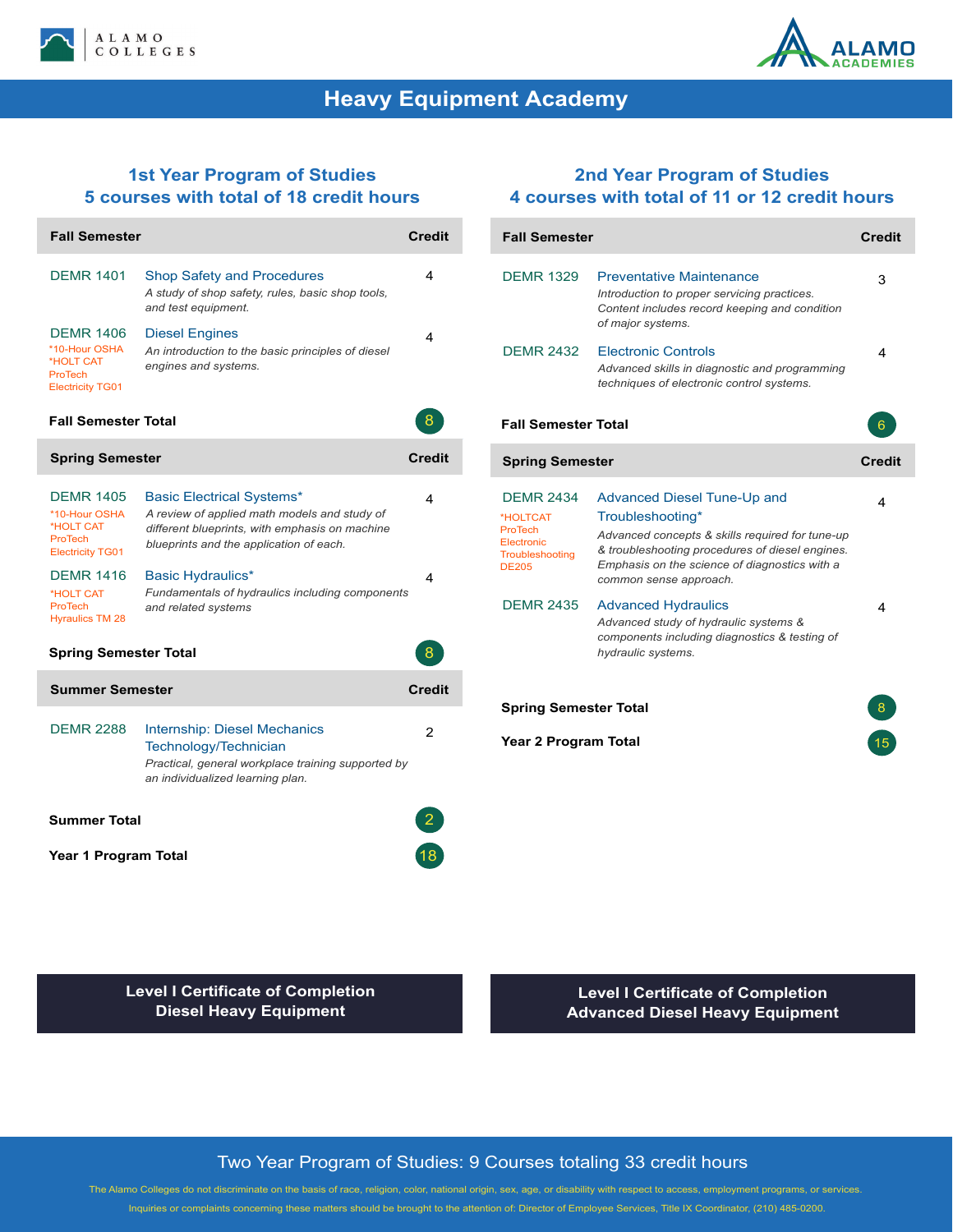ALAMO COLLEGES

ALAMO ACADEMIES

# Heavy Equipment Academy

## 1st Year Program of Studies
### 5 courses with total of 18 credit hours

| Fall Semester | | Credit |
|---|---|---|
| DEMR 1401 | **Shop Safety and Procedures** *A study of shop safety, rules, basic shop tools, and test equipment.* | 4 |
| DEMR 1406 *10-Hour OSHA *HOLT CAT ProTech Electricity TG01 | **Diesel Engines** *An introduction to the basic principles of diesel engines and systems.* | 4 |
| **Fall Semester Total** | | 8 |

| Spring Semester | | Credit |
|---|---|---|
| DEMR 1405 *10-Hour OSHA *HOLT CAT ProTech Electricity TG01 | **Basic Electrical Systems*** *A review of applied math models and study of different blueprints, with emphasis on machine blueprints and the application of each.* | 4 |
| DEMR 1416 *HOLT CAT ProTech Hyraulics TM 28 | **Basic Hydraulics*** *Fundamentals of hydraulics including components and related systems* | 4 |
| **Spring Semester Total** | | 8 |

| Summer Semester | | Credit |
|---|---|---|
| DEMR 2288 | **Internship: Diesel Mechanics Technology/Technician** *Practical, general workplace training supported by an individualized learning plan.* | 2 |
| **Summer Total** | | 2 |
| **Year 1 Program Total** | | 18 |

**Level I Certificate of Completion**
**Diesel Heavy Equipment**

## 2nd Year Program of Studies
### 4 courses with total of 11 or 12 credit hours

| Fall Semester | | Credit |
|---|---|---|
| DEMR 1329 | **Preventative Maintenance** *Introduction to proper servicing practices. Content includes record keeping and condition of major systems.* | 3 |
| DEMR 2432 | **Electronic Controls** *Advanced skills in diagnostic and programming techniques of electronic control systems.* | 4 |
| **Fall Semester Total** | | 6 |

| Spring Semester | | Credit |
|---|---|---|
| DEMR 2434 *HOLTCAT ProTech Electronic Troubleshooting DE205 | **Advanced Diesel Tune-Up and Troubleshooting*** *Advanced concepts & skills required for tune-up & troubleshooting procedures of diesel engines. Emphasis on the science of diagnostics with a common sense approach.* | 4 |
| DEMR 2435 | **Advanced Hydraulics** *Advanced study of hydraulic systems & components including diagnostics & testing of hydraulic systems.* | 4 |
| **Spring Semester Total** | | 8 |
| **Year 2 Program Total** | | 15 |

**Level I Certificate of Completion**
**Advanced Diesel Heavy Equipment**

Two Year Program of Studies: 9 Courses totaling 33 credit hours

The Alamo Colleges do not discriminate on the basis of race, religion, color, national origin, sex, age, or disability with respect to access, employment programs, or services.

Inquiries or complaints concerning these matters should be brought to the attention of: Director of Employee Services, Title IX Coordinator, (210) 485-0200.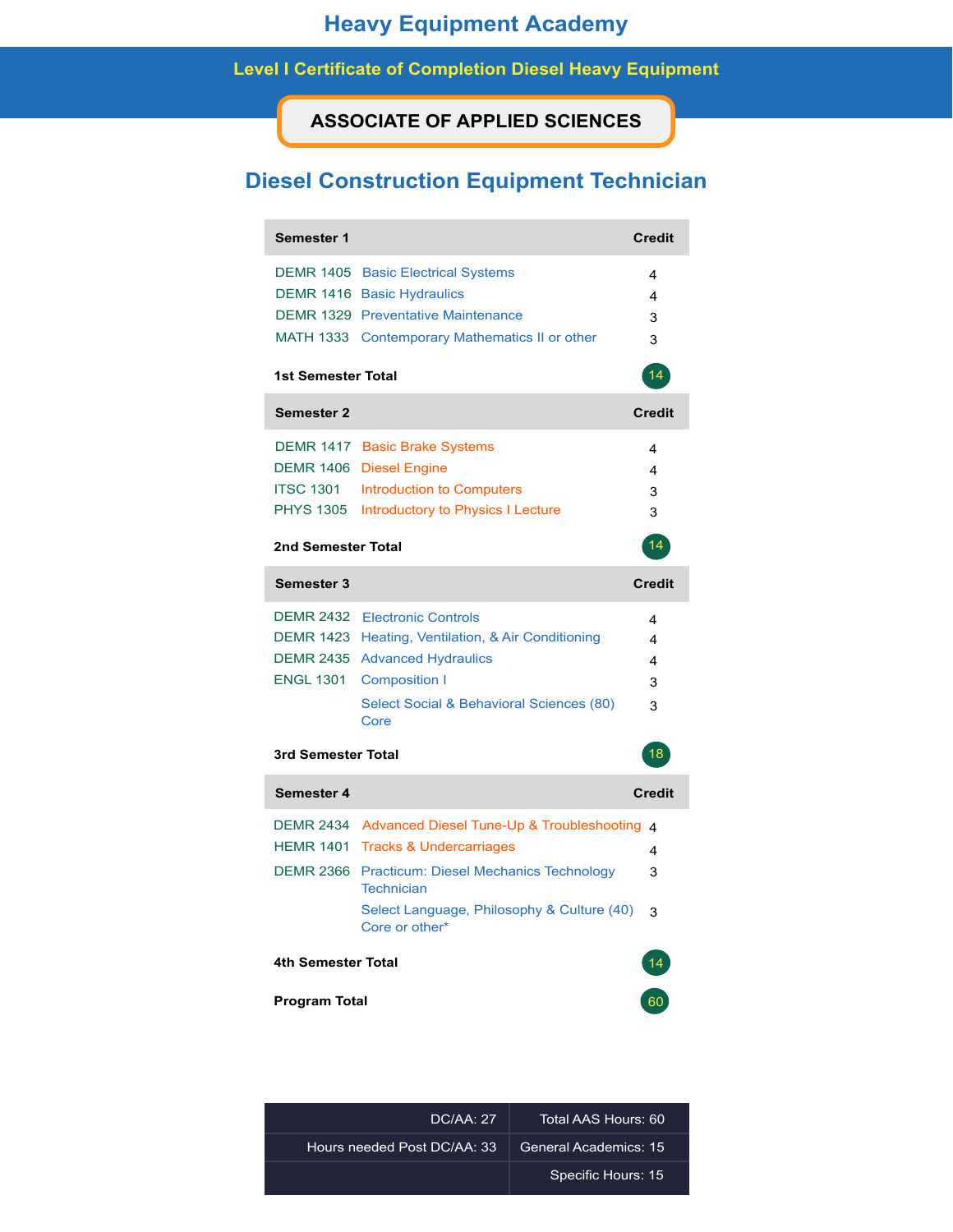# Heavy Equipment Academy

## Level I Certificate of Completion Diesel Heavy Equipment

**ASSOCIATE OF APPLIED SCIENCES**

## Diesel Construction Equipment Technician

| Semester 1 | | Credit |
|---|---|---|
| DEMR 1405 | Basic Electrical Systems | 4 |
| DEMR 1416 | Basic Hydraulics | 4 |
| DEMR 1329 | Preventative Maintenance | 3 |
| MATH 1333 | Contemporary Mathematics II or other | 3 |
| **1st Semester Total** | | 14 |

| Semester 2 | | Credit |
|---|---|---|
| DEMR 1417 | Basic Brake Systems | 4 |
| DEMR 1406 | Diesel Engine | 4 |
| ITSC 1301 | Introduction to Computers | 3 |
| PHYS 1305 | Introductory to Physics I Lecture | 3 |
| **2nd Semester Total** | | 14 |

| Semester 3 | | Credit |
|---|---|---|
| DEMR 2432 | Electronic Controls | 4 |
| DEMR 1423 | Heating, Ventilation, & Air Conditioning | 4 |
| DEMR 2435 | Advanced Hydraulics | 4 |
| ENGL 1301 | Composition I | 3 |
| | Select Social & Behavioral Sciences (80) Core | 3 |
| **3rd Semester Total** | | 18 |

| Semester 4 | | Credit |
|---|---|---|
| DEMR 2434 | Advanced Diesel Tune-Up & Troubleshooting | 4 |
| HEMR 1401 | Tracks & Undercarriages | 4 |
| DEMR 2366 | Practicum: Diesel Mechanics Technology Technician | 3 |
| | Select Language, Philosophy & Culture (40) Core or other* | 3 |
| **4th Semester Total** | | 14 |
| **Program Total** | | 60 |

| | |
|---|---|
| DC/AA: 27 | Total AAS Hours: 60 |
| Hours needed Post DC/AA: 33 | General Academics: 15 |
| | Specific Hours: 15 |